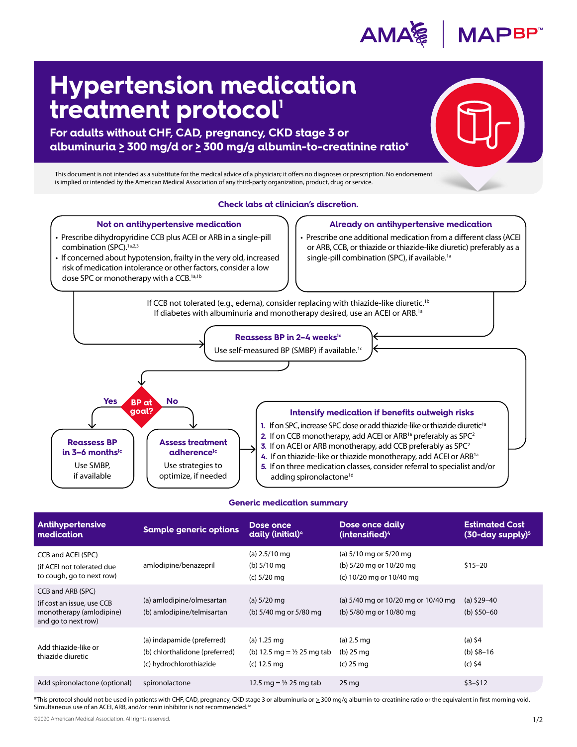# Hypertension medication treatment protocol[1]

**For adults without CHF, CAD, pregnancy, CKD stage 3 or albuminuria ≥ 300 mg/d or ≥ 300 mg/g albumin-to-creatinine ratio***

This document is not intended as a substitute for the medical advice of a physician; it offers no diagnoses or prescription. No endorsement is implied or intended by the American Medical Association of any third-party organization, product, drug or service.

**Check labs at clinician's discretion.**

### Not on antihypertensive medication

- Prescribe dihydropyridine CCB plus ACEI or ARB in a single-pill combination (SPC).[1a,2,3]
- If concerned about hypotension, frailty in the very old, increased risk of medication intolerance or other factors, consider a low dose SPC or monotherapy with a CCB.[1a,1b]

### Already on antihypertensive medication

- Prescribe one additional medication from a different class (ACEI or ARB, CCB, or thiazide or thiazide-like diuretic) preferably as a single-pill combination (SPC), if available.[1a]

If CCB not tolerated (e.g., edema), consider replacing with thiazide-like diuretic.[1b]
If diabetes with albuminuria and monotherapy desired, use an ACEI or ARB.[1a]

### Reassess BP in 2–4 weeks[1c]

Use self-measured BP (SMBP) if available.[1c]

### BP at goal?

**Yes →**

**Reassess BP in 3–6 months[1c]**

Use SMBP, if available

**No →**

**Assess treatment adherence[1c]**

Use strategies to optimize, if needed

### Intensify medication if benefits outweigh risks

1. If on SPC, increase SPC dose or add thiazide-like or thiazide diuretic[1a]
2. If on CCB monotherapy, add ACEI or ARB[1a] preferably as SPC[2]
3. If on ACEI or ARB monotherapy, add CCB preferably as SPC[2]
4. If on thiazide-like or thiazide monotherapy, add ACEI or ARB[1a]
5. If on three medication classes, consider referral to specialist and/or adding spironolactone[1d]

(Then reassess BP in 2–4 weeks.)

## Generic medication summary

| Antihypertensive medication | Sample generic options | Dose once daily (initial)[4] | Dose once daily (intensified)[4] | Estimated Cost (30-day supply)[5] |
|---|---|---|---|---|
| CCB and ACEI (SPC) (if ACEI not tolerated due to cough, go to next row) | amlodipine/benazepril | (a) 2.5/10 mg<br>(b) 5/10 mg<br>(c) 5/20 mg | (a) 5/10 mg or 5/20 mg<br>(b) 5/20 mg or 10/20 mg<br>(c) 10/20 mg or 10/40 mg | $15–20 |
| CCB and ARB (SPC) (if cost an issue, use CCB monotherapy (amlodipine) and go to next row) | (a) amlodipine/olmesartan<br>(b) amlodipine/telmisartan | (a) 5/20 mg<br>(b) 5/40 mg or 5/80 mg | (a) 5/40 mg or 10/20 mg or 10/40 mg<br>(b) 5/80 mg or 10/80 mg | (a) $29–40<br>(b) $50–60 |
| Add thiazide-like or thiazide diuretic | (a) indapamide (preferred)<br>(b) chlorthalidone (preferred)<br>(c) hydrochlorothiazide | (a) 1.25 mg<br>(b) 12.5 mg = ½ 25 mg tab<br>(c) 12.5 mg | (a) 2.5 mg<br>(b) 25 mg<br>(c) 25 mg | (a) $4<br>(b) $8–16<br>(c) $4 |
| Add spironolactone (optional) | spironolactone | 12.5 mg = ½ 25 mg tab | 25 mg | $3–$12 |

*This protocol should not be used in patients with CHF, CAD, pregnancy, CKD stage 3 or albuminuria or ≥ 300 mg/g albumin-to-creatinine ratio or the equivalent in first morning void. Simultaneous use of an ACEI, ARB, and/or renin inhibitor is not recommended.[1e]

©2020 American Medical Association. All rights reserved.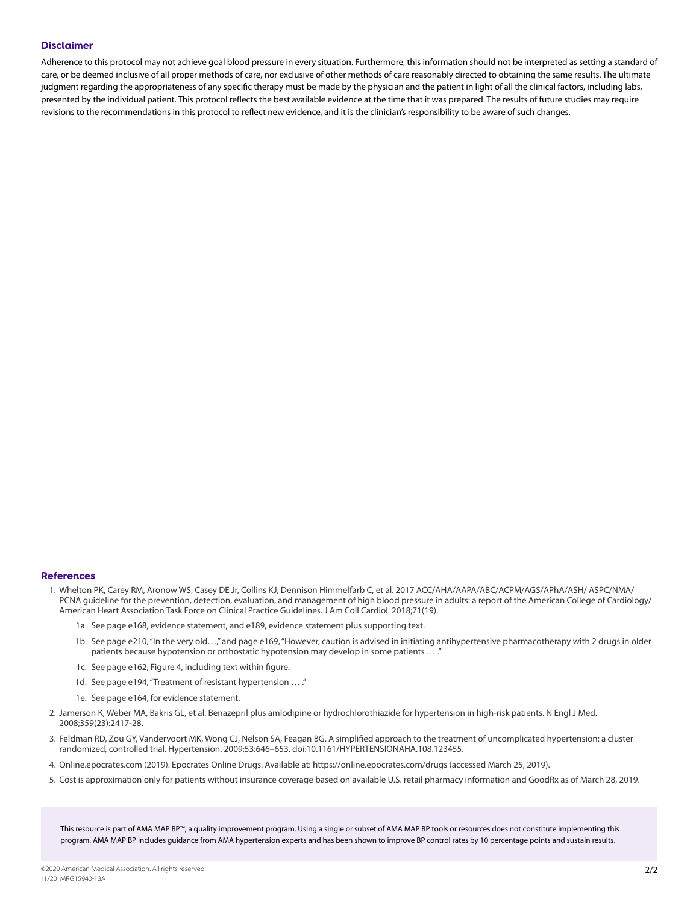## Disclaimer

Adherence to this protocol may not achieve goal blood pressure in every situation. Furthermore, this information should not be interpreted as setting a standard of care, or be deemed inclusive of all proper methods of care, nor exclusive of other methods of care reasonably directed to obtaining the same results. The ultimate judgment regarding the appropriateness of any specific therapy must be made by the physician and the patient in light of all the clinical factors, including labs, presented by the individual patient. This protocol reflects the best available evidence at the time that it was prepared. The results of future studies may require revisions to the recommendations in this protocol to reflect new evidence, and it is the clinician's responsibility to be aware of such changes.

## References

1. Whelton PK, Carey RM, Aronow WS, Casey DE Jr, Collins KJ, Dennison Himmelfarb C, et al. 2017 ACC/AHA/AAPA/ABC/ACPM/AGS/APhA/ASH/ ASPC/NMA/ PCNA guideline for the prevention, detection, evaluation, and management of high blood pressure in adults: a report of the American College of Cardiology/ American Heart Association Task Force on Clinical Practice Guidelines. J Am Coll Cardiol. 2018;71(19).
   - 1a. See page e168, evidence statement, and e189, evidence statement plus supporting text.
   - 1b. See page e210, "In the very old…," and page e169, "However, caution is advised in initiating antihypertensive pharmacotherapy with 2 drugs in older patients because hypotension or orthostatic hypotension may develop in some patients … ."
   - 1c. See page e162, Figure 4, including text within figure.
   - 1d. See page e194, "Treatment of resistant hypertension … ."
   - 1e. See page e164, for evidence statement.
2. Jamerson K, Weber MA, Bakris GL, et al. Benazepril plus amlodipine or hydrochlorothiazide for hypertension in high-risk patients. N Engl J Med. 2008;359(23):2417-28.
3. Feldman RD, Zou GY, Vandervoort MK, Wong CJ, Nelson SA, Feagan BG. A simplified approach to the treatment of uncomplicated hypertension: a cluster randomized, controlled trial. Hypertension. 2009;53:646–653. doi:10.1161/HYPERTENSIONAHA.108.123455.
4. Online.epocrates.com (2019). Epocrates Online Drugs. Available at: https://online.epocrates.com/drugs (accessed March 25, 2019).
5. Cost is approximation only for patients without insurance coverage based on available U.S. retail pharmacy information and GoodRx as of March 28, 2019.

This resource is part of AMA MAP BP™, a quality improvement program. Using a single or subset of AMA MAP BP tools or resources does not constitute implementing this program. AMA MAP BP includes guidance from AMA hypertension experts and has been shown to improve BP control rates by 10 percentage points and sustain results.

©2020 American Medical Association. All rights reserved.
11/20 MRG15940-13A